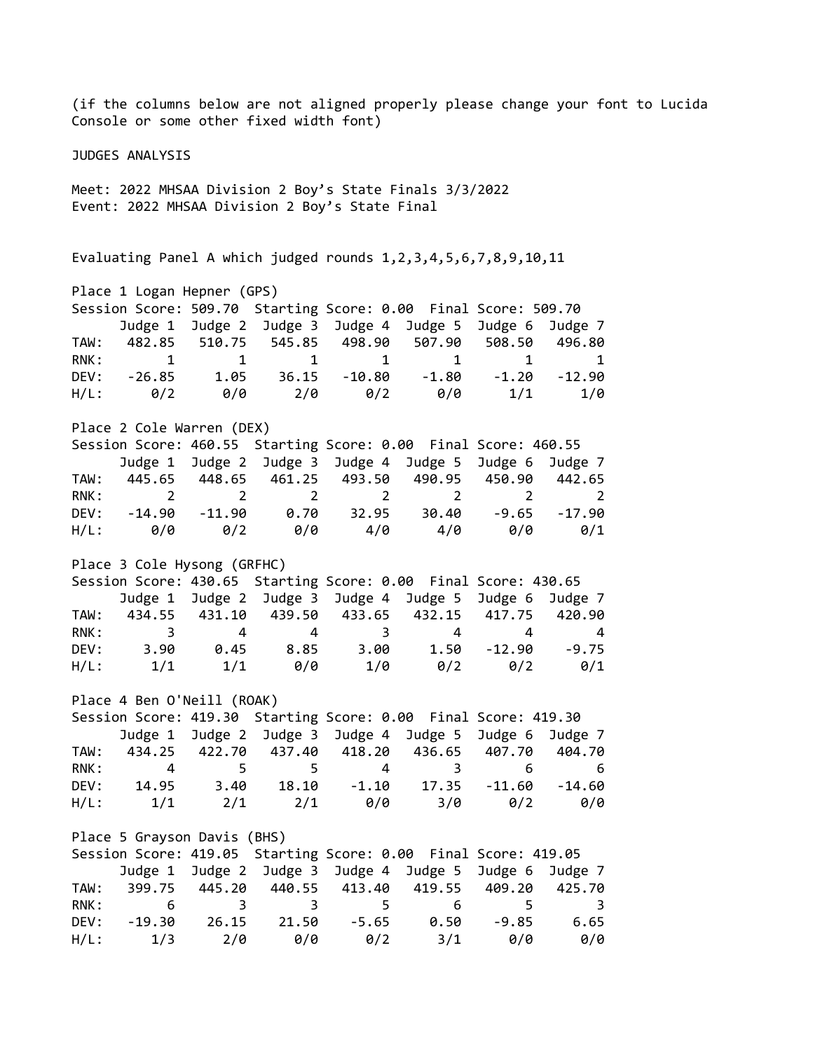(if the columns below are not aligned properly please change your font to Lucida Console or some other fixed width font)

JUDGES ANALYSIS

Meet: 2022 MHSAA Division 2 Boy’s State Finals 3/3/2022
Event: 2022 MHSAA Division 2 Boy’s State Final

Evaluating Panel A which judged rounds 1,2,3,4,5,6,7,8,9,10,11

Place 1 Logan Hepner (GPS)
Session Score: 509.70  Starting Score: 0.00  Final Score: 509.70

| | Judge 1 | Judge 2 | Judge 3 | Judge 4 | Judge 5 | Judge 6 | Judge 7 |
|---|---|---|---|---|---|---|---|
| TAW: | 482.85 | 510.75 | 545.85 | 498.90 | 507.90 | 508.50 | 496.80 |
| RNK: | 1 | 1 | 1 | 1 | 1 | 1 | 1 |
| DEV: | -26.85 | 1.05 | 36.15 | -10.80 | -1.80 | -1.20 | -12.90 |
| H/L: | 0/2 | 0/0 | 2/0 | 0/2 | 0/0 | 1/1 | 1/0 |

Place 2 Cole Warren (DEX)
Session Score: 460.55  Starting Score: 0.00  Final Score: 460.55

| | Judge 1 | Judge 2 | Judge 3 | Judge 4 | Judge 5 | Judge 6 | Judge 7 |
|---|---|---|---|---|---|---|---|
| TAW: | 445.65 | 448.65 | 461.25 | 493.50 | 490.95 | 450.90 | 442.65 |
| RNK: | 2 | 2 | 2 | 2 | 2 | 2 | 2 |
| DEV: | -14.90 | -11.90 | 0.70 | 32.95 | 30.40 | -9.65 | -17.90 |
| H/L: | 0/0 | 0/2 | 0/0 | 4/0 | 4/0 | 0/0 | 0/1 |

Place 3 Cole Hysong (GRFHC)
Session Score: 430.65  Starting Score: 0.00  Final Score: 430.65

| | Judge 1 | Judge 2 | Judge 3 | Judge 4 | Judge 5 | Judge 6 | Judge 7 |
|---|---|---|---|---|---|---|---|
| TAW: | 434.55 | 431.10 | 439.50 | 433.65 | 432.15 | 417.75 | 420.90 |
| RNK: | 3 | 4 | 4 | 3 | 4 | 4 | 4 |
| DEV: | 3.90 | 0.45 | 8.85 | 3.00 | 1.50 | -12.90 | -9.75 |
| H/L: | 1/1 | 1/1 | 0/0 | 1/0 | 0/2 | 0/2 | 0/1 |

Place 4 Ben O'Neill (ROAK)
Session Score: 419.30  Starting Score: 0.00  Final Score: 419.30

| | Judge 1 | Judge 2 | Judge 3 | Judge 4 | Judge 5 | Judge 6 | Judge 7 |
|---|---|---|---|---|---|---|---|
| TAW: | 434.25 | 422.70 | 437.40 | 418.20 | 436.65 | 407.70 | 404.70 |
| RNK: | 4 | 5 | 5 | 4 | 3 | 6 | 6 |
| DEV: | 14.95 | 3.40 | 18.10 | -1.10 | 17.35 | -11.60 | -14.60 |
| H/L: | 1/1 | 2/1 | 2/1 | 0/0 | 3/0 | 0/2 | 0/0 |

Place 5 Grayson Davis (BHS)
Session Score: 419.05  Starting Score: 0.00  Final Score: 419.05

| | Judge 1 | Judge 2 | Judge 3 | Judge 4 | Judge 5 | Judge 6 | Judge 7 |
|---|---|---|---|---|---|---|---|
| TAW: | 399.75 | 445.20 | 440.55 | 413.40 | 419.55 | 409.20 | 425.70 |
| RNK: | 6 | 3 | 3 | 5 | 6 | 5 | 3 |
| DEV: | -19.30 | 26.15 | 21.50 | -5.65 | 0.50 | -9.85 | 6.65 |
| H/L: | 1/3 | 2/0 | 0/0 | 0/2 | 3/1 | 0/0 | 0/0 |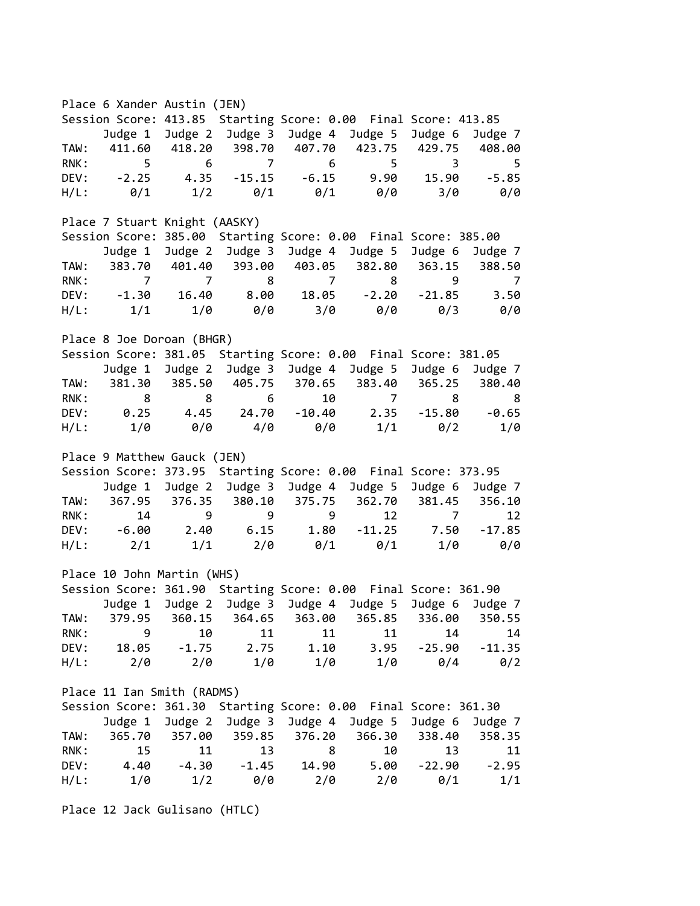Place 6 Xander Austin (JEN)

Session Score: 413.85  Starting Score: 0.00  Final Score: 413.85

| | Judge 1 | Judge 2 | Judge 3 | Judge 4 | Judge 5 | Judge 6 | Judge 7 |
|---|---|---|---|---|---|---|---|
| TAW: | 411.60 | 418.20 | 398.70 | 407.70 | 423.75 | 429.75 | 408.00 |
| RNK: | 5 | 6 | 7 | 6 | 5 | 3 | 5 |
| DEV: | -2.25 | 4.35 | -15.15 | -6.15 | 9.90 | 15.90 | -5.85 |
| H/L: | 0/1 | 1/2 | 0/1 | 0/1 | 0/0 | 3/0 | 0/0 |

Place 7 Stuart Knight (AASKY)

Session Score: 385.00  Starting Score: 0.00  Final Score: 385.00

| | Judge 1 | Judge 2 | Judge 3 | Judge 4 | Judge 5 | Judge 6 | Judge 7 |
|---|---|---|---|---|---|---|---|
| TAW: | 383.70 | 401.40 | 393.00 | 403.05 | 382.80 | 363.15 | 388.50 |
| RNK: | 7 | 7 | 8 | 7 | 8 | 9 | 7 |
| DEV: | -1.30 | 16.40 | 8.00 | 18.05 | -2.20 | -21.85 | 3.50 |
| H/L: | 1/1 | 1/0 | 0/0 | 3/0 | 0/0 | 0/3 | 0/0 |

Place 8 Joe Doroan (BHGR)

Session Score: 381.05  Starting Score: 0.00  Final Score: 381.05

| | Judge 1 | Judge 2 | Judge 3 | Judge 4 | Judge 5 | Judge 6 | Judge 7 |
|---|---|---|---|---|---|---|---|
| TAW: | 381.30 | 385.50 | 405.75 | 370.65 | 383.40 | 365.25 | 380.40 |
| RNK: | 8 | 8 | 6 | 10 | 7 | 8 | 8 |
| DEV: | 0.25 | 4.45 | 24.70 | -10.40 | 2.35 | -15.80 | -0.65 |
| H/L: | 1/0 | 0/0 | 4/0 | 0/0 | 1/1 | 0/2 | 1/0 |

Place 9 Matthew Gauck (JEN)

Session Score: 373.95  Starting Score: 0.00  Final Score: 373.95

| | Judge 1 | Judge 2 | Judge 3 | Judge 4 | Judge 5 | Judge 6 | Judge 7 |
|---|---|---|---|---|---|---|---|
| TAW: | 367.95 | 376.35 | 380.10 | 375.75 | 362.70 | 381.45 | 356.10 |
| RNK: | 14 | 9 | 9 | 9 | 12 | 7 | 12 |
| DEV: | -6.00 | 2.40 | 6.15 | 1.80 | -11.25 | 7.50 | -17.85 |
| H/L: | 2/1 | 1/1 | 2/0 | 0/1 | 0/1 | 1/0 | 0/0 |

Place 10 John Martin (WHS)

Session Score: 361.90  Starting Score: 0.00  Final Score: 361.90

| | Judge 1 | Judge 2 | Judge 3 | Judge 4 | Judge 5 | Judge 6 | Judge 7 |
|---|---|---|---|---|---|---|---|
| TAW: | 379.95 | 360.15 | 364.65 | 363.00 | 365.85 | 336.00 | 350.55 |
| RNK: | 9 | 10 | 11 | 11 | 11 | 14 | 14 |
| DEV: | 18.05 | -1.75 | 2.75 | 1.10 | 3.95 | -25.90 | -11.35 |
| H/L: | 2/0 | 2/0 | 1/0 | 1/0 | 1/0 | 0/4 | 0/2 |

Place 11 Ian Smith (RADMS)

Session Score: 361.30  Starting Score: 0.00  Final Score: 361.30

| | Judge 1 | Judge 2 | Judge 3 | Judge 4 | Judge 5 | Judge 6 | Judge 7 |
|---|---|---|---|---|---|---|---|
| TAW: | 365.70 | 357.00 | 359.85 | 376.20 | 366.30 | 338.40 | 358.35 |
| RNK: | 15 | 11 | 13 | 8 | 10 | 13 | 11 |
| DEV: | 4.40 | -4.30 | -1.45 | 14.90 | 5.00 | -22.90 | -2.95 |
| H/L: | 1/0 | 1/2 | 0/0 | 2/0 | 2/0 | 0/1 | 1/1 |

Place 12 Jack Gulisano (HTLC)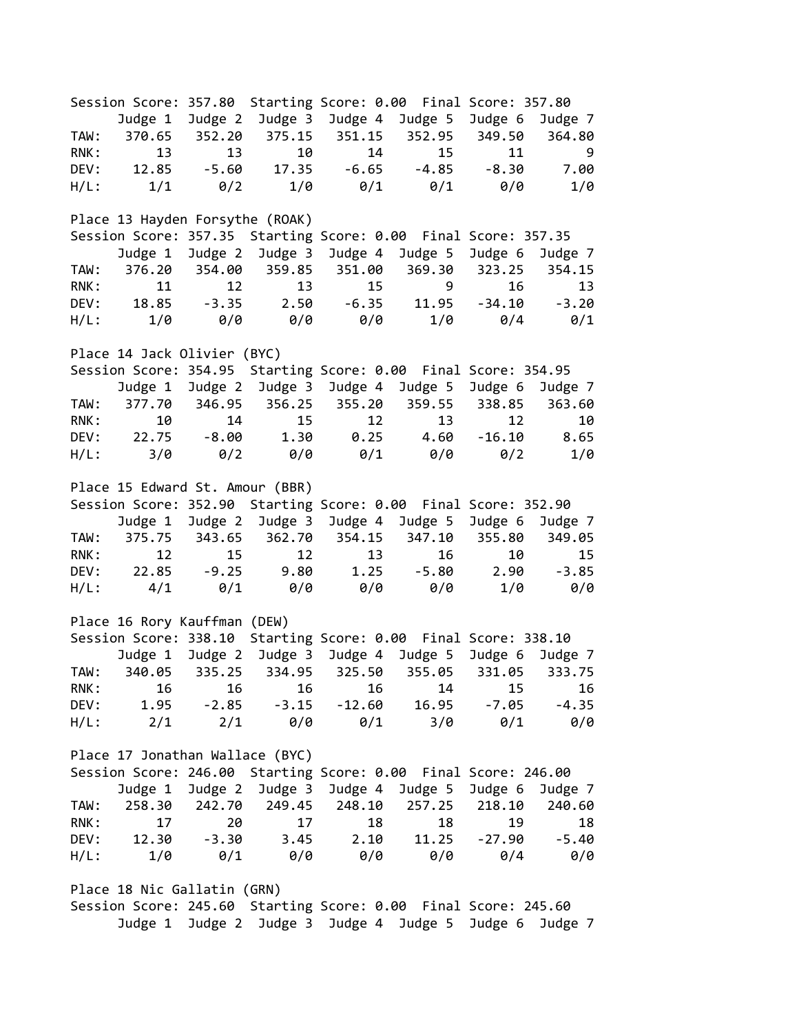Session Score: 357.80  Starting Score: 0.00  Final Score: 357.80

| | Judge 1 | Judge 2 | Judge 3 | Judge 4 | Judge 5 | Judge 6 | Judge 7 |
|---|---|---|---|---|---|---|---|
| TAW: | 370.65 | 352.20 | 375.15 | 351.15 | 352.95 | 349.50 | 364.80 |
| RNK: | 13 | 13 | 10 | 14 | 15 | 11 | 9 |
| DEV: | 12.85 | -5.60 | 17.35 | -6.65 | -4.85 | -8.30 | 7.00 |
| H/L: | 1/1 | 0/2 | 1/0 | 0/1 | 0/1 | 0/0 | 1/0 |

Place 13 Hayden Forsythe (ROAK)

Session Score: 357.35  Starting Score: 0.00  Final Score: 357.35

| | Judge 1 | Judge 2 | Judge 3 | Judge 4 | Judge 5 | Judge 6 | Judge 7 |
|---|---|---|---|---|---|---|---|
| TAW: | 376.20 | 354.00 | 359.85 | 351.00 | 369.30 | 323.25 | 354.15 |
| RNK: | 11 | 12 | 13 | 15 | 9 | 16 | 13 |
| DEV: | 18.85 | -3.35 | 2.50 | -6.35 | 11.95 | -34.10 | -3.20 |
| H/L: | 1/0 | 0/0 | 0/0 | 0/0 | 1/0 | 0/4 | 0/1 |

Place 14 Jack Olivier (BYC)

Session Score: 354.95  Starting Score: 0.00  Final Score: 354.95

| | Judge 1 | Judge 2 | Judge 3 | Judge 4 | Judge 5 | Judge 6 | Judge 7 |
|---|---|---|---|---|---|---|---|
| TAW: | 377.70 | 346.95 | 356.25 | 355.20 | 359.55 | 338.85 | 363.60 |
| RNK: | 10 | 14 | 15 | 12 | 13 | 12 | 10 |
| DEV: | 22.75 | -8.00 | 1.30 | 0.25 | 4.60 | -16.10 | 8.65 |
| H/L: | 3/0 | 0/2 | 0/0 | 0/1 | 0/0 | 0/2 | 1/0 |

Place 15 Edward St. Amour (BBR)

Session Score: 352.90  Starting Score: 0.00  Final Score: 352.90

| | Judge 1 | Judge 2 | Judge 3 | Judge 4 | Judge 5 | Judge 6 | Judge 7 |
|---|---|---|---|---|---|---|---|
| TAW: | 375.75 | 343.65 | 362.70 | 354.15 | 347.10 | 355.80 | 349.05 |
| RNK: | 12 | 15 | 12 | 13 | 16 | 10 | 15 |
| DEV: | 22.85 | -9.25 | 9.80 | 1.25 | -5.80 | 2.90 | -3.85 |
| H/L: | 4/1 | 0/1 | 0/0 | 0/0 | 0/0 | 1/0 | 0/0 |

Place 16 Rory Kauffman (DEW)

Session Score: 338.10  Starting Score: 0.00  Final Score: 338.10

| | Judge 1 | Judge 2 | Judge 3 | Judge 4 | Judge 5 | Judge 6 | Judge 7 |
|---|---|---|---|---|---|---|---|
| TAW: | 340.05 | 335.25 | 334.95 | 325.50 | 355.05 | 331.05 | 333.75 |
| RNK: | 16 | 16 | 16 | 16 | 14 | 15 | 16 |
| DEV: | 1.95 | -2.85 | -3.15 | -12.60 | 16.95 | -7.05 | -4.35 |
| H/L: | 2/1 | 2/1 | 0/0 | 0/1 | 3/0 | 0/1 | 0/0 |

Place 17 Jonathan Wallace (BYC)

Session Score: 246.00  Starting Score: 0.00  Final Score: 246.00

| | Judge 1 | Judge 2 | Judge 3 | Judge 4 | Judge 5 | Judge 6 | Judge 7 |
|---|---|---|---|---|---|---|---|
| TAW: | 258.30 | 242.70 | 249.45 | 248.10 | 257.25 | 218.10 | 240.60 |
| RNK: | 17 | 20 | 17 | 18 | 18 | 19 | 18 |
| DEV: | 12.30 | -3.30 | 3.45 | 2.10 | 11.25 | -27.90 | -5.40 |
| H/L: | 1/0 | 0/1 | 0/0 | 0/0 | 0/0 | 0/4 | 0/0 |

Place 18 Nic Gallatin (GRN)

Session Score: 245.60  Starting Score: 0.00  Final Score: 245.60

| | Judge 1 | Judge 2 | Judge 3 | Judge 4 | Judge 5 | Judge 6 | Judge 7 |
|---|---|---|---|---|---|---|---|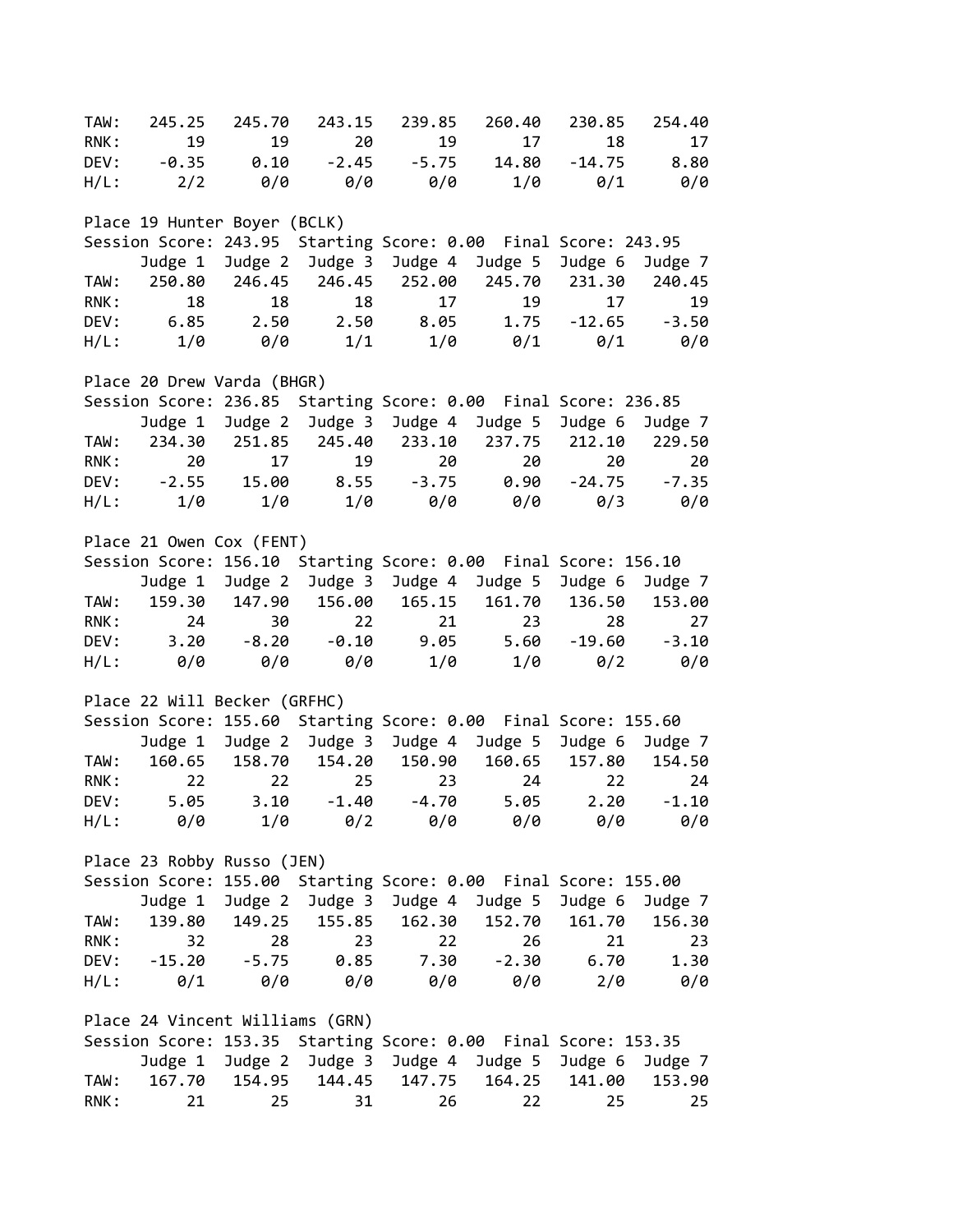| | Judge 1 | Judge 2 | Judge 3 | Judge 4 | Judge 5 | Judge 6 | Judge 7 |
|---|---|---|---|---|---|---|---|
| TAW: | 245.25 | 245.70 | 243.15 | 239.85 | 260.40 | 230.85 | 254.40 |
| RNK: | 19 | 19 | 20 | 19 | 17 | 18 | 17 |
| DEV: | -0.35 | 0.10 | -2.45 | -5.75 | 14.80 | -14.75 | 8.80 |
| H/L: | 2/2 | 0/0 | 0/0 | 0/0 | 1/0 | 0/1 | 0/0 |

Place 19 Hunter Boyer (BCLK)
Session Score: 243.95  Starting Score: 0.00  Final Score: 243.95

| | Judge 1 | Judge 2 | Judge 3 | Judge 4 | Judge 5 | Judge 6 | Judge 7 |
|---|---|---|---|---|---|---|---|
| TAW: | 250.80 | 246.45 | 246.45 | 252.00 | 245.70 | 231.30 | 240.45 |
| RNK: | 18 | 18 | 18 | 17 | 19 | 17 | 19 |
| DEV: | 6.85 | 2.50 | 2.50 | 8.05 | 1.75 | -12.65 | -3.50 |
| H/L: | 1/0 | 0/0 | 1/1 | 1/0 | 0/1 | 0/1 | 0/0 |

Place 20 Drew Varda (BHGR)
Session Score: 236.85  Starting Score: 0.00  Final Score: 236.85

| | Judge 1 | Judge 2 | Judge 3 | Judge 4 | Judge 5 | Judge 6 | Judge 7 |
|---|---|---|---|---|---|---|---|
| TAW: | 234.30 | 251.85 | 245.40 | 233.10 | 237.75 | 212.10 | 229.50 |
| RNK: | 20 | 17 | 19 | 20 | 20 | 20 | 20 |
| DEV: | -2.55 | 15.00 | 8.55 | -3.75 | 0.90 | -24.75 | -7.35 |
| H/L: | 1/0 | 1/0 | 1/0 | 0/0 | 0/0 | 0/3 | 0/0 |

Place 21 Owen Cox (FENT)
Session Score: 156.10  Starting Score: 0.00  Final Score: 156.10

| | Judge 1 | Judge 2 | Judge 3 | Judge 4 | Judge 5 | Judge 6 | Judge 7 |
|---|---|---|---|---|---|---|---|
| TAW: | 159.30 | 147.90 | 156.00 | 165.15 | 161.70 | 136.50 | 153.00 |
| RNK: | 24 | 30 | 22 | 21 | 23 | 28 | 27 |
| DEV: | 3.20 | -8.20 | -0.10 | 9.05 | 5.60 | -19.60 | -3.10 |
| H/L: | 0/0 | 0/0 | 0/0 | 1/0 | 1/0 | 0/2 | 0/0 |

Place 22 Will Becker (GRFHC)
Session Score: 155.60  Starting Score: 0.00  Final Score: 155.60

| | Judge 1 | Judge 2 | Judge 3 | Judge 4 | Judge 5 | Judge 6 | Judge 7 |
|---|---|---|---|---|---|---|---|
| TAW: | 160.65 | 158.70 | 154.20 | 150.90 | 160.65 | 157.80 | 154.50 |
| RNK: | 22 | 22 | 25 | 23 | 24 | 22 | 24 |
| DEV: | 5.05 | 3.10 | -1.40 | -4.70 | 5.05 | 2.20 | -1.10 |
| H/L: | 0/0 | 1/0 | 0/2 | 0/0 | 0/0 | 0/0 | 0/0 |

Place 23 Robby Russo (JEN)
Session Score: 155.00  Starting Score: 0.00  Final Score: 155.00

| | Judge 1 | Judge 2 | Judge 3 | Judge 4 | Judge 5 | Judge 6 | Judge 7 |
|---|---|---|---|---|---|---|---|
| TAW: | 139.80 | 149.25 | 155.85 | 162.30 | 152.70 | 161.70 | 156.30 |
| RNK: | 32 | 28 | 23 | 22 | 26 | 21 | 23 |
| DEV: | -15.20 | -5.75 | 0.85 | 7.30 | -2.30 | 6.70 | 1.30 |
| H/L: | 0/1 | 0/0 | 0/0 | 0/0 | 0/0 | 2/0 | 0/0 |

Place 24 Vincent Williams (GRN)
Session Score: 153.35  Starting Score: 0.00  Final Score: 153.35

| | Judge 1 | Judge 2 | Judge 3 | Judge 4 | Judge 5 | Judge 6 | Judge 7 |
|---|---|---|---|---|---|---|---|
| TAW: | 167.70 | 154.95 | 144.45 | 147.75 | 164.25 | 141.00 | 153.90 |
| RNK: | 21 | 25 | 31 | 26 | 22 | 25 | 25 |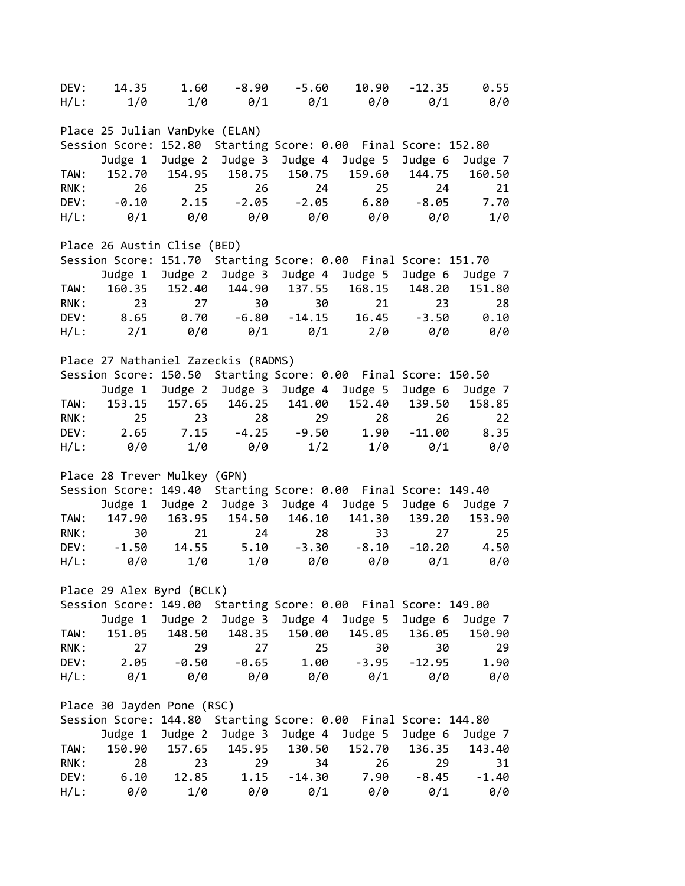| | Judge 1 | Judge 2 | Judge 3 | Judge 4 | Judge 5 | Judge 6 | Judge 7 |
|---|---|---|---|---|---|---|---|
| DEV: | 14.35 | 1.60 | -8.90 | -5.60 | 10.90 | -12.35 | 0.55 |
| H/L: | 1/0 | 1/0 | 0/1 | 0/1 | 0/0 | 0/1 | 0/0 |

Place 25 Julian VanDyke (ELAN)

Session Score: 152.80  Starting Score: 0.00  Final Score: 152.80

| | Judge 1 | Judge 2 | Judge 3 | Judge 4 | Judge 5 | Judge 6 | Judge 7 |
|---|---|---|---|---|---|---|---|
| TAW: | 152.70 | 154.95 | 150.75 | 150.75 | 159.60 | 144.75 | 160.50 |
| RNK: | 26 | 25 | 26 | 24 | 25 | 24 | 21 |
| DEV: | -0.10 | 2.15 | -2.05 | -2.05 | 6.80 | -8.05 | 7.70 |
| H/L: | 0/1 | 0/0 | 0/0 | 0/0 | 0/0 | 0/0 | 1/0 |

Place 26 Austin Clise (BED)

Session Score: 151.70  Starting Score: 0.00  Final Score: 151.70

| | Judge 1 | Judge 2 | Judge 3 | Judge 4 | Judge 5 | Judge 6 | Judge 7 |
|---|---|---|---|---|---|---|---|
| TAW: | 160.35 | 152.40 | 144.90 | 137.55 | 168.15 | 148.20 | 151.80 |
| RNK: | 23 | 27 | 30 | 30 | 21 | 23 | 28 |
| DEV: | 8.65 | 0.70 | -6.80 | -14.15 | 16.45 | -3.50 | 0.10 |
| H/L: | 2/1 | 0/0 | 0/1 | 0/1 | 2/0 | 0/0 | 0/0 |

Place 27 Nathaniel Zazeckis (RADMS)

Session Score: 150.50  Starting Score: 0.00  Final Score: 150.50

| | Judge 1 | Judge 2 | Judge 3 | Judge 4 | Judge 5 | Judge 6 | Judge 7 |
|---|---|---|---|---|---|---|---|
| TAW: | 153.15 | 157.65 | 146.25 | 141.00 | 152.40 | 139.50 | 158.85 |
| RNK: | 25 | 23 | 28 | 29 | 28 | 26 | 22 |
| DEV: | 2.65 | 7.15 | -4.25 | -9.50 | 1.90 | -11.00 | 8.35 |
| H/L: | 0/0 | 1/0 | 0/0 | 1/2 | 1/0 | 0/1 | 0/0 |

Place 28 Trever Mulkey (GPN)

Session Score: 149.40  Starting Score: 0.00  Final Score: 149.40

| | Judge 1 | Judge 2 | Judge 3 | Judge 4 | Judge 5 | Judge 6 | Judge 7 |
|---|---|---|---|---|---|---|---|
| TAW: | 147.90 | 163.95 | 154.50 | 146.10 | 141.30 | 139.20 | 153.90 |
| RNK: | 30 | 21 | 24 | 28 | 33 | 27 | 25 |
| DEV: | -1.50 | 14.55 | 5.10 | -3.30 | -8.10 | -10.20 | 4.50 |
| H/L: | 0/0 | 1/0 | 1/0 | 0/0 | 0/0 | 0/1 | 0/0 |

Place 29 Alex Byrd (BCLK)

Session Score: 149.00  Starting Score: 0.00  Final Score: 149.00

| | Judge 1 | Judge 2 | Judge 3 | Judge 4 | Judge 5 | Judge 6 | Judge 7 |
|---|---|---|---|---|---|---|---|
| TAW: | 151.05 | 148.50 | 148.35 | 150.00 | 145.05 | 136.05 | 150.90 |
| RNK: | 27 | 29 | 27 | 25 | 30 | 30 | 29 |
| DEV: | 2.05 | -0.50 | -0.65 | 1.00 | -3.95 | -12.95 | 1.90 |
| H/L: | 0/1 | 0/0 | 0/0 | 0/0 | 0/1 | 0/0 | 0/0 |

Place 30 Jayden Pone (RSC)

Session Score: 144.80  Starting Score: 0.00  Final Score: 144.80

| | Judge 1 | Judge 2 | Judge 3 | Judge 4 | Judge 5 | Judge 6 | Judge 7 |
|---|---|---|---|---|---|---|---|
| TAW: | 150.90 | 157.65 | 145.95 | 130.50 | 152.70 | 136.35 | 143.40 |
| RNK: | 28 | 23 | 29 | 34 | 26 | 29 | 31 |
| DEV: | 6.10 | 12.85 | 1.15 | -14.30 | 7.90 | -8.45 | -1.40 |
| H/L: | 0/0 | 1/0 | 0/0 | 0/1 | 0/0 | 0/1 | 0/0 |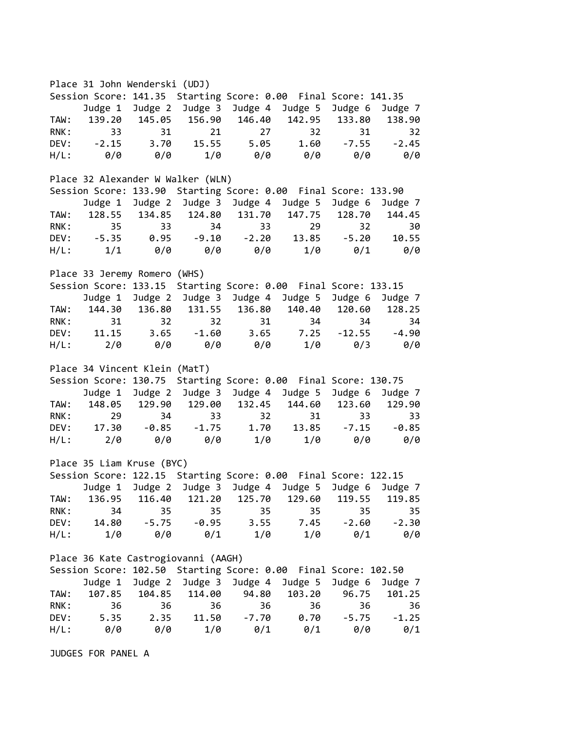Place 31 John Wenderski (UDJ)

Session Score: 141.35  Starting Score: 0.00  Final Score: 141.35

| | Judge 1 | Judge 2 | Judge 3 | Judge 4 | Judge 5 | Judge 6 | Judge 7 |
|---|---|---|---|---|---|---|---|
| TAW: | 139.20 | 145.05 | 156.90 | 146.40 | 142.95 | 133.80 | 138.90 |
| RNK: | 33 | 31 | 21 | 27 | 32 | 31 | 32 |
| DEV: | -2.15 | 3.70 | 15.55 | 5.05 | 1.60 | -7.55 | -2.45 |
| H/L: | 0/0 | 0/0 | 1/0 | 0/0 | 0/0 | 0/0 | 0/0 |

Place 32 Alexander W Walker (WLN)

Session Score: 133.90  Starting Score: 0.00  Final Score: 133.90

| | Judge 1 | Judge 2 | Judge 3 | Judge 4 | Judge 5 | Judge 6 | Judge 7 |
|---|---|---|---|---|---|---|---|
| TAW: | 128.55 | 134.85 | 124.80 | 131.70 | 147.75 | 128.70 | 144.45 |
| RNK: | 35 | 33 | 34 | 33 | 29 | 32 | 30 |
| DEV: | -5.35 | 0.95 | -9.10 | -2.20 | 13.85 | -5.20 | 10.55 |
| H/L: | 1/1 | 0/0 | 0/0 | 0/0 | 1/0 | 0/1 | 0/0 |

Place 33 Jeremy Romero (WHS)

Session Score: 133.15  Starting Score: 0.00  Final Score: 133.15

| | Judge 1 | Judge 2 | Judge 3 | Judge 4 | Judge 5 | Judge 6 | Judge 7 |
|---|---|---|---|---|---|---|---|
| TAW: | 144.30 | 136.80 | 131.55 | 136.80 | 140.40 | 120.60 | 128.25 |
| RNK: | 31 | 32 | 32 | 31 | 34 | 34 | 34 |
| DEV: | 11.15 | 3.65 | -1.60 | 3.65 | 7.25 | -12.55 | -4.90 |
| H/L: | 2/0 | 0/0 | 0/0 | 0/0 | 1/0 | 0/3 | 0/0 |

Place 34 Vincent Klein (MatT)

Session Score: 130.75  Starting Score: 0.00  Final Score: 130.75

| | Judge 1 | Judge 2 | Judge 3 | Judge 4 | Judge 5 | Judge 6 | Judge 7 |
|---|---|---|---|---|---|---|---|
| TAW: | 148.05 | 129.90 | 129.00 | 132.45 | 144.60 | 123.60 | 129.90 |
| RNK: | 29 | 34 | 33 | 32 | 31 | 33 | 33 |
| DEV: | 17.30 | -0.85 | -1.75 | 1.70 | 13.85 | -7.15 | -0.85 |
| H/L: | 2/0 | 0/0 | 0/0 | 1/0 | 1/0 | 0/0 | 0/0 |

Place 35 Liam Kruse (BYC)

Session Score: 122.15  Starting Score: 0.00  Final Score: 122.15

| | Judge 1 | Judge 2 | Judge 3 | Judge 4 | Judge 5 | Judge 6 | Judge 7 |
|---|---|---|---|---|---|---|---|
| TAW: | 136.95 | 116.40 | 121.20 | 125.70 | 129.60 | 119.55 | 119.85 |
| RNK: | 34 | 35 | 35 | 35 | 35 | 35 | 35 |
| DEV: | 14.80 | -5.75 | -0.95 | 3.55 | 7.45 | -2.60 | -2.30 |
| H/L: | 1/0 | 0/0 | 0/1 | 1/0 | 1/0 | 0/1 | 0/0 |

Place 36 Kate Castrogiovanni (AAGH)

Session Score: 102.50  Starting Score: 0.00  Final Score: 102.50

| | Judge 1 | Judge 2 | Judge 3 | Judge 4 | Judge 5 | Judge 6 | Judge 7 |
|---|---|---|---|---|---|---|---|
| TAW: | 107.85 | 104.85 | 114.00 | 94.80 | 103.20 | 96.75 | 101.25 |
| RNK: | 36 | 36 | 36 | 36 | 36 | 36 | 36 |
| DEV: | 5.35 | 2.35 | 11.50 | -7.70 | 0.70 | -5.75 | -1.25 |
| H/L: | 0/0 | 0/0 | 1/0 | 0/1 | 0/1 | 0/0 | 0/1 |

JUDGES FOR PANEL A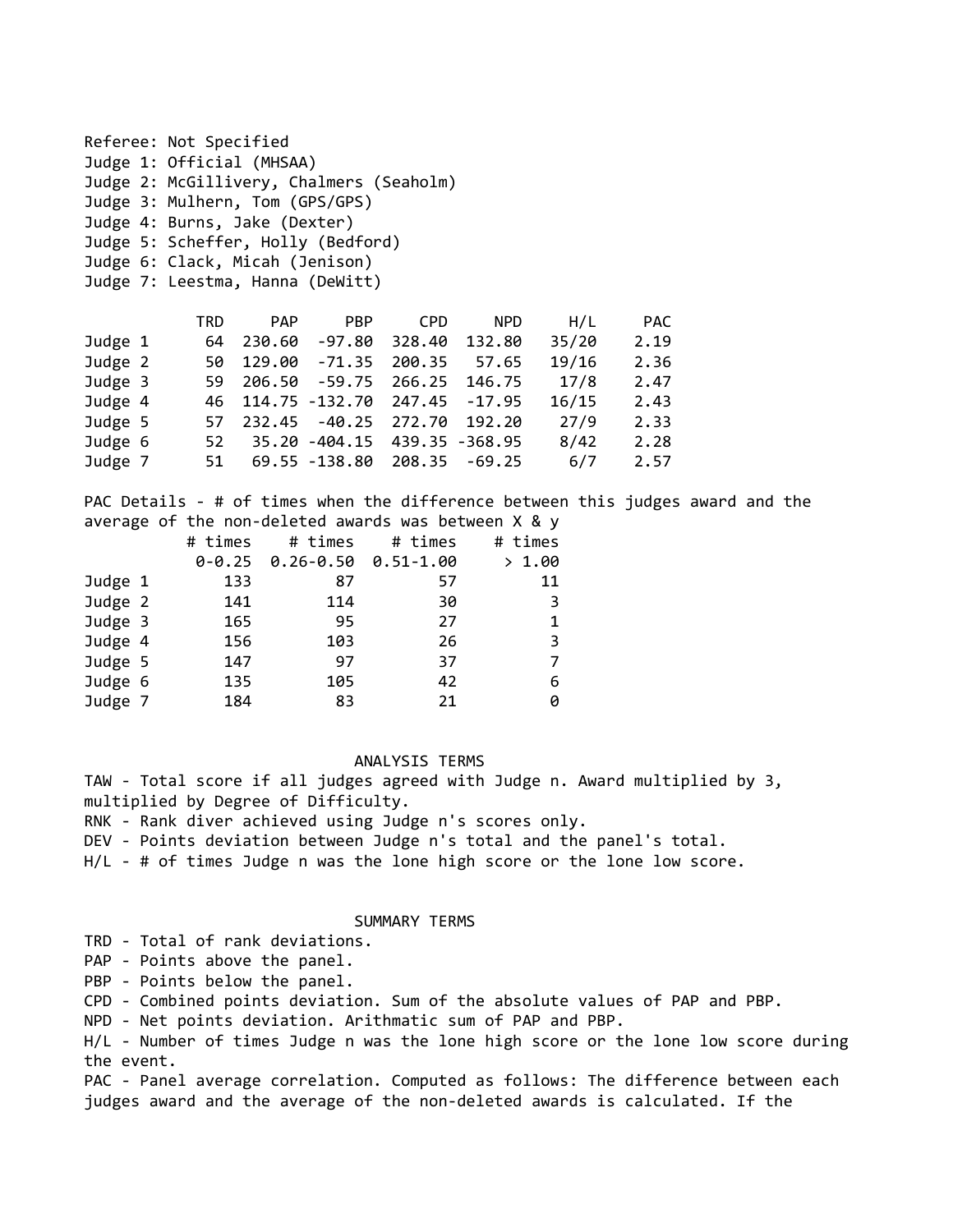Referee: Not Specified
Judge 1: Official (MHSAA)
Judge 2: McGillivery, Chalmers (Seaholm)
Judge 3: Mulhern, Tom (GPS/GPS)
Judge 4: Burns, Jake (Dexter)
Judge 5: Scheffer, Holly (Bedford)
Judge 6: Clack, Micah (Jenison)
Judge 7: Leestma, Hanna (DeWitt)

| | TRD | PAP | PBP | CPD | NPD | H/L | PAC |
|---|---|---|---|---|---|---|---|
| Judge 1 | 64 | 230.60 | -97.80 | 328.40 | 132.80 | 35/20 | 2.19 |
| Judge 2 | 50 | 129.00 | -71.35 | 200.35 | 57.65 | 19/16 | 2.36 |
| Judge 3 | 59 | 206.50 | -59.75 | 266.25 | 146.75 | 17/8 | 2.47 |
| Judge 4 | 46 | 114.75 | -132.70 | 247.45 | -17.95 | 16/15 | 2.43 |
| Judge 5 | 57 | 232.45 | -40.25 | 272.70 | 192.20 | 27/9 | 2.33 |
| Judge 6 | 52 | 35.20 | -404.15 | 439.35 | -368.95 | 8/42 | 2.28 |
| Judge 7 | 51 | 69.55 | -138.80 | 208.35 | -69.25 | 6/7 | 2.57 |

PAC Details - # of times when the difference between this judges award and the average of the non-deleted awards was between X & y

| | # times 0-0.25 | # times 0.26-0.50 | # times 0.51-1.00 | # times > 1.00 |
|---|---|---|---|---|
| Judge 1 | 133 | 87 | 57 | 11 |
| Judge 2 | 141 | 114 | 30 | 3 |
| Judge 3 | 165 | 95 | 27 | 1 |
| Judge 4 | 156 | 103 | 26 | 3 |
| Judge 5 | 147 | 97 | 37 | 7 |
| Judge 6 | 135 | 105 | 42 | 6 |
| Judge 7 | 184 | 83 | 21 | 0 |

## ANALYSIS TERMS

TAW - Total score if all judges agreed with Judge n. Award multiplied by 3, multiplied by Degree of Difficulty.
RNK - Rank diver achieved using Judge n's scores only.
DEV - Points deviation between Judge n's total and the panel's total.
H/L - # of times Judge n was the lone high score or the lone low score.

## SUMMARY TERMS

TRD - Total of rank deviations.
PAP - Points above the panel.
PBP - Points below the panel.
CPD - Combined points deviation. Sum of the absolute values of PAP and PBP.
NPD - Net points deviation. Arithmatic sum of PAP and PBP.
H/L - Number of times Judge n was the lone high score or the lone low score during the event.
PAC - Panel average correlation. Computed as follows: The difference between each judges award and the average of the non-deleted awards is calculated. If the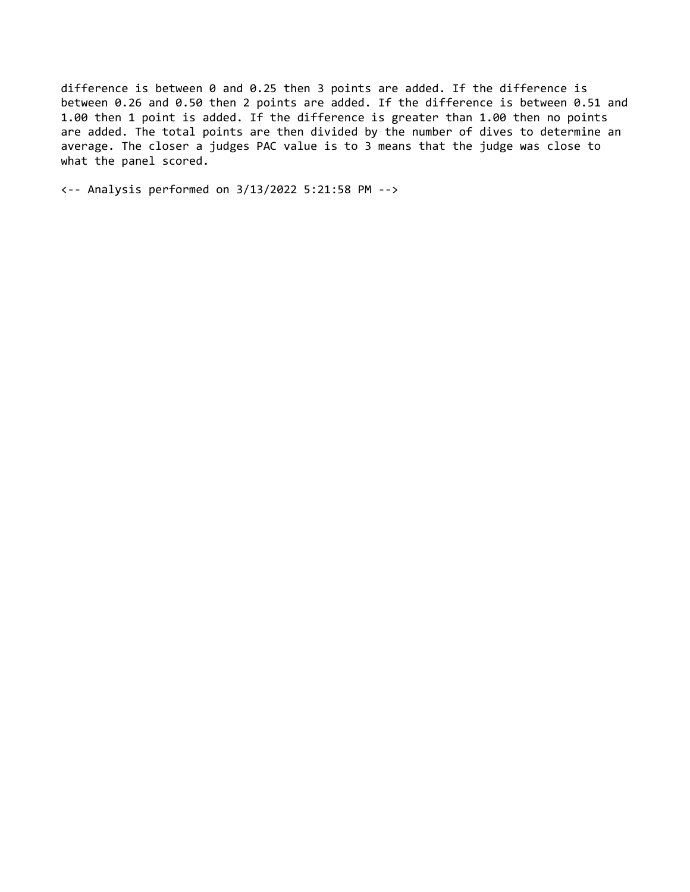difference is between 0 and 0.25 then 3 points are added. If the difference is between 0.26 and 0.50 then 2 points are added. If the difference is between 0.51 and 1.00 then 1 point is added. If the difference is greater than 1.00 then no points are added. The total points are then divided by the number of dives to determine an average. The closer a judges PAC value is to 3 means that the judge was close to what the panel scored.

<-- Analysis performed on 3/13/2022 5:21:58 PM -->